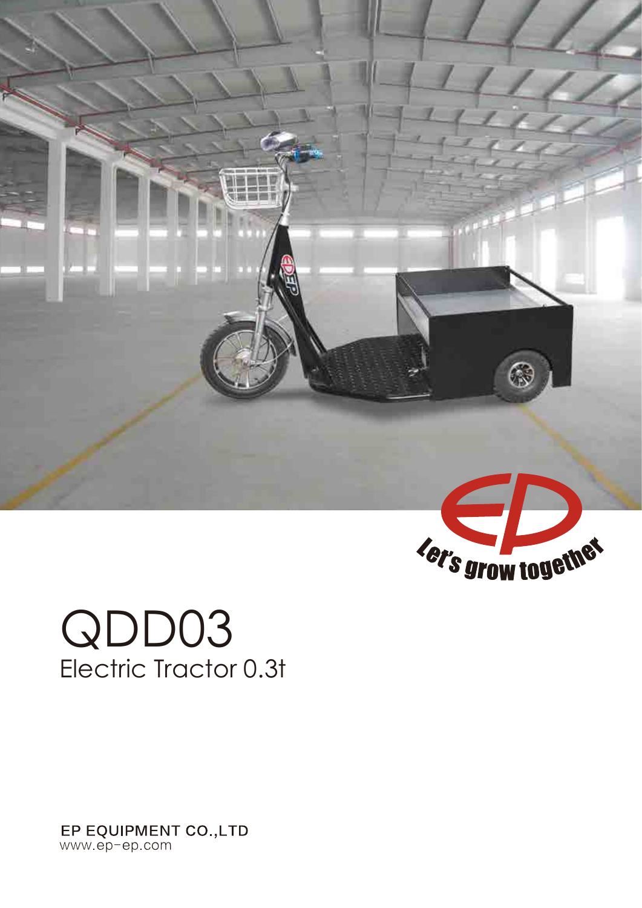Let's grow together

# QDD03

## Electric Tractor 0.3t

EP EQUIPMENT CO.,LTD
www.ep-ep.com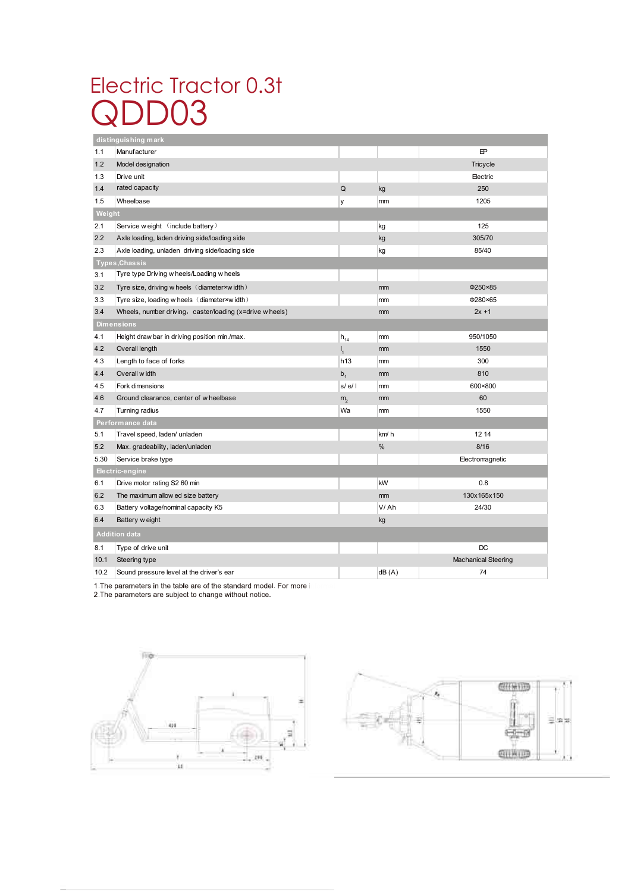# Electric Tractor 0.3t

# QDD03

| | | | | |
|---|---|---|---|---|
| **distinguishing mark** | | | | |
| 1.1 | Manufacturer | | | EP |
| 1.2 | Model designation | | | Tricycle |
| 1.3 | Drive unit | | | Electric |
| 1.4 | rated capacity | Q | kg | 250 |
| 1.5 | Wheelbase | y | mm | 1205 |
| **Weight** | | | | |
| 2.1 | Service weight （include battery） | | kg | 125 |
| 2.2 | Axle loading, laden driving side/loading side | | kg | 305/70 |
| 2.3 | Axle loading, unladen driving side/loading side | | kg | 85/40 |
| **Types,Chassis** | | | | |
| 3.1 | Tyre type Driving wheels/Loading wheels | | | |
| 3.2 | Tyre size, driving wheels（diameter×width） | | mm | Φ250×85 |
| 3.3 | Tyre size, loading wheels（diameter×width） | | mm | Φ280×65 |
| 3.4 | Wheels, number driving，caster/loading (x=drive wheels) | | mm | 2x +1 |
| **Dimensions** | | | | |
| 4.1 | Height draw bar in driving position min./max. | $h_{14}$ | mm | 950/1050 |
| 4.2 | Overall length | $l_1$ | mm | 1550 |
| 4.3 | Length to face of forks | h13 | mm | 300 |
| 4.4 | Overall width | $b_1$ | mm | 810 |
| 4.5 | Fork dimensions | s/ e/ l | mm | 600×800 |
| 4.6 | Ground clearance, center of wheelbase | $m_2$ | mm | 60 |
| 4.7 | Turning radius | Wa | mm | 1550 |
| **Performance data** | | | | |
| 5.1 | Travel speed, laden/ unladen | | km/ h | 12 14 |
| 5.2 | Max. gradeability, laden/unladen | | % | 8/16 |
| 5.30 | Service brake type | | | Electromagnetic |
| **Electric-engine** | | | | |
| 6.1 | Drive motor rating S2 60 min | | kW | 0.8 |
| 6.2 | The maximum allowed size battery | | mm | 130x165x150 |
| 6.3 | Battery voltage/nominal capacity K5 | | V/ Ah | 24/30 |
| 6.4 | Battery weight | | kg | |
| **Addition data** | | | | |
| 8.1 | Type of drive unit | | | DC |
| 10.1 | Steering type | | | Machanical Steering |
| 10.2 | Sound pressure level at the driver's ear | | dB (A) | 74 |

1.The parameters in the table are of the standard model. For more

2.The parameters are subject to change without notice.